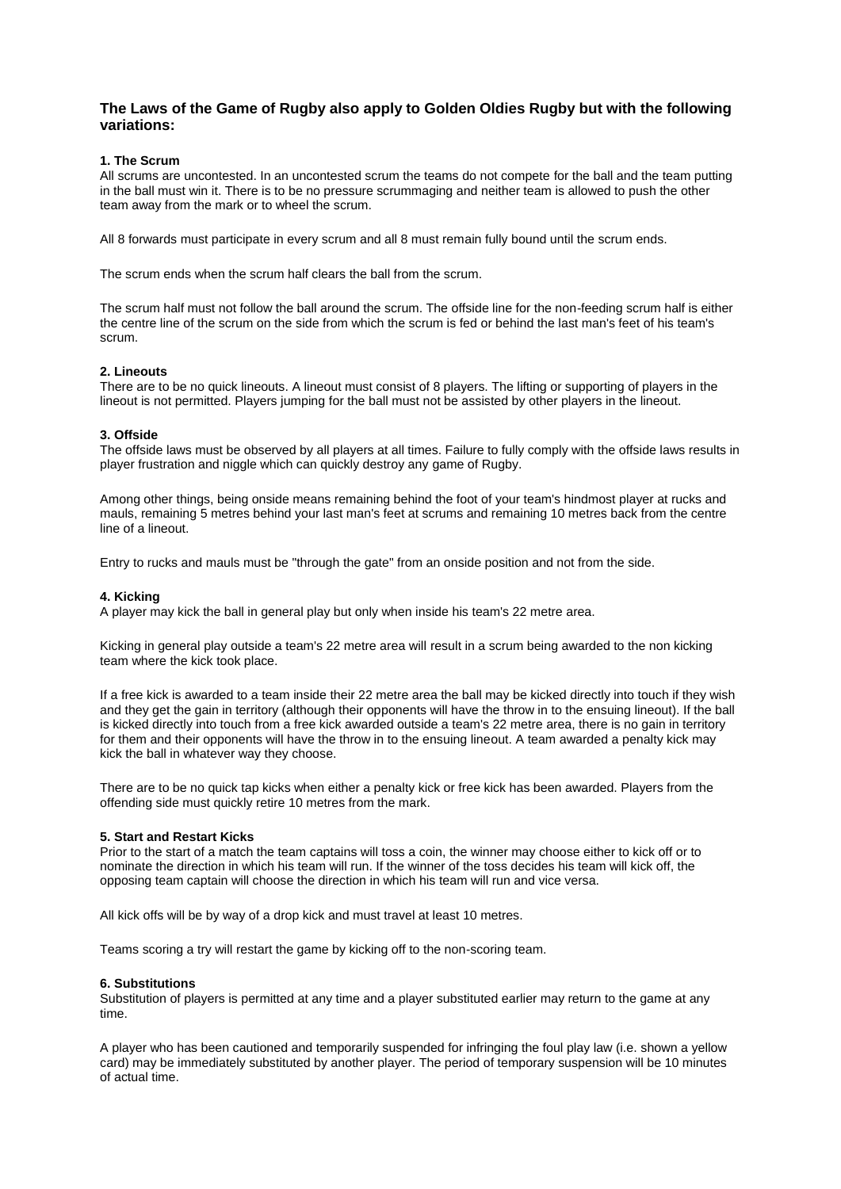## The Laws of the Game of Rugby also apply to Golden Oldies Rugby but with the following variations:

### 1. The Scrum

All scrums are uncontested. In an uncontested scrum the teams do not compete for the ball and the team putting in the ball must win it. There is to be no pressure scrummaging and neither team is allowed to push the other team away from the mark or to wheel the scrum.

All 8 forwards must participate in every scrum and all 8 must remain fully bound until the scrum ends.

The scrum ends when the scrum half clears the ball from the scrum.

The scrum half must not follow the ball around the scrum. The offside line for the non-feeding scrum half is either the centre line of the scrum on the side from which the scrum is fed or behind the last man's feet of his team's scrum.

### 2. Lineouts

There are to be no quick lineouts. A lineout must consist of 8 players. The lifting or supporting of players in the lineout is not permitted. Players jumping for the ball must not be assisted by other players in the lineout.

### 3. Offside

The offside laws must be observed by all players at all times. Failure to fully comply with the offside laws results in player frustration and niggle which can quickly destroy any game of Rugby.

Among other things, being onside means remaining behind the foot of your team's hindmost player at rucks and mauls, remaining 5 metres behind your last man's feet at scrums and remaining 10 metres back from the centre line of a lineout.

Entry to rucks and mauls must be "through the gate" from an onside position and not from the side.

### 4. Kicking

A player may kick the ball in general play but only when inside his team's 22 metre area.

Kicking in general play outside a team's 22 metre area will result in a scrum being awarded to the non kicking team where the kick took place.

If a free kick is awarded to a team inside their 22 metre area the ball may be kicked directly into touch if they wish and they get the gain in territory (although their opponents will have the throw in to the ensuing lineout). If the ball is kicked directly into touch from a free kick awarded outside a team's 22 metre area, there is no gain in territory for them and their opponents will have the throw in to the ensuing lineout. A team awarded a penalty kick may kick the ball in whatever way they choose.

There are to be no quick tap kicks when either a penalty kick or free kick has been awarded. Players from the offending side must quickly retire 10 metres from the mark.

### 5. Start and Restart Kicks

Prior to the start of a match the team captains will toss a coin, the winner may choose either to kick off or to nominate the direction in which his team will run. If the winner of the toss decides his team will kick off, the opposing team captain will choose the direction in which his team will run and vice versa.

All kick offs will be by way of a drop kick and must travel at least 10 metres.

Teams scoring a try will restart the game by kicking off to the non-scoring team.

### 6. Substitutions

Substitution of players is permitted at any time and a player substituted earlier may return to the game at any time.

A player who has been cautioned and temporarily suspended for infringing the foul play law (i.e. shown a yellow card) may be immediately substituted by another player. The period of temporary suspension will be 10 minutes of actual time.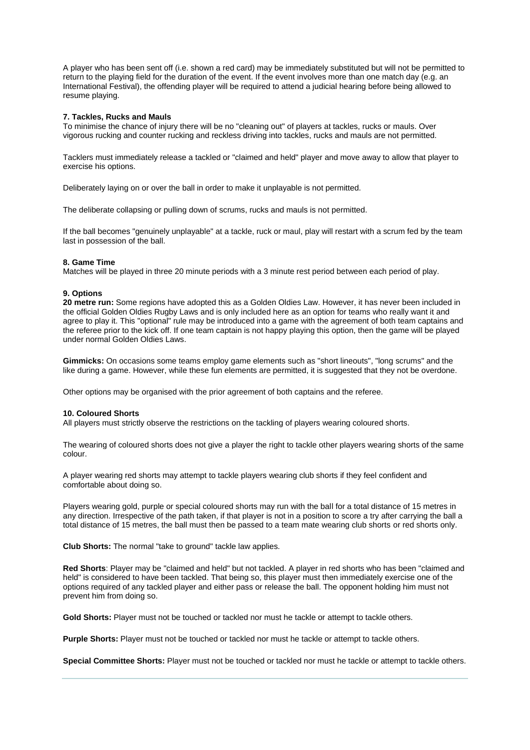A player who has been sent off (i.e. shown a red card) may be immediately substituted but will not be permitted to return to the playing field for the duration of the event. If the event involves more than one match day (e.g. an International Festival), the offending player will be required to attend a judicial hearing before being allowed to resume playing.

### 7. Tackles, Rucks and Mauls

To minimise the chance of injury there will be no "cleaning out" of players at tackles, rucks or mauls. Over vigorous rucking and counter rucking and reckless driving into tackles, rucks and mauls are not permitted.

Tacklers must immediately release a tackled or "claimed and held" player and move away to allow that player to exercise his options.

Deliberately laying on or over the ball in order to make it unplayable is not permitted.

The deliberate collapsing or pulling down of scrums, rucks and mauls is not permitted.

If the ball becomes "genuinely unplayable" at a tackle, ruck or maul, play will restart with a scrum fed by the team last in possession of the ball.

### 8. Game Time

Matches will be played in three 20 minute periods with a 3 minute rest period between each period of play.

### 9. Options

**20 metre run:** Some regions have adopted this as a Golden Oldies Law. However, it has never been included in the official Golden Oldies Rugby Laws and is only included here as an option for teams who really want it and agree to play it. This "optional" rule may be introduced into a game with the agreement of both team captains and the referee prior to the kick off. If one team captain is not happy playing this option, then the game will be played under normal Golden Oldies Laws.

**Gimmicks:** On occasions some teams employ game elements such as "short lineouts", "long scrums" and the like during a game. However, while these fun elements are permitted, it is suggested that they not be overdone.

Other options may be organised with the prior agreement of both captains and the referee.

### 10. Coloured Shorts

All players must strictly observe the restrictions on the tackling of players wearing coloured shorts.

The wearing of coloured shorts does not give a player the right to tackle other players wearing shorts of the same colour.

A player wearing red shorts may attempt to tackle players wearing club shorts if they feel confident and comfortable about doing so.

Players wearing gold, purple or special coloured shorts may run with the ball for a total distance of 15 metres in any direction. Irrespective of the path taken, if that player is not in a position to score a try after carrying the ball a total distance of 15 metres, the ball must then be passed to a team mate wearing club shorts or red shorts only.

**Club Shorts:** The normal "take to ground" tackle law applies.

**Red Shorts**: Player may be "claimed and held" but not tackled. A player in red shorts who has been "claimed and held" is considered to have been tackled. That being so, this player must then immediately exercise one of the options required of any tackled player and either pass or release the ball. The opponent holding him must not prevent him from doing so.

**Gold Shorts:** Player must not be touched or tackled nor must he tackle or attempt to tackle others.

**Purple Shorts:** Player must not be touched or tackled nor must he tackle or attempt to tackle others.

**Special Committee Shorts:** Player must not be touched or tackled nor must he tackle or attempt to tackle others.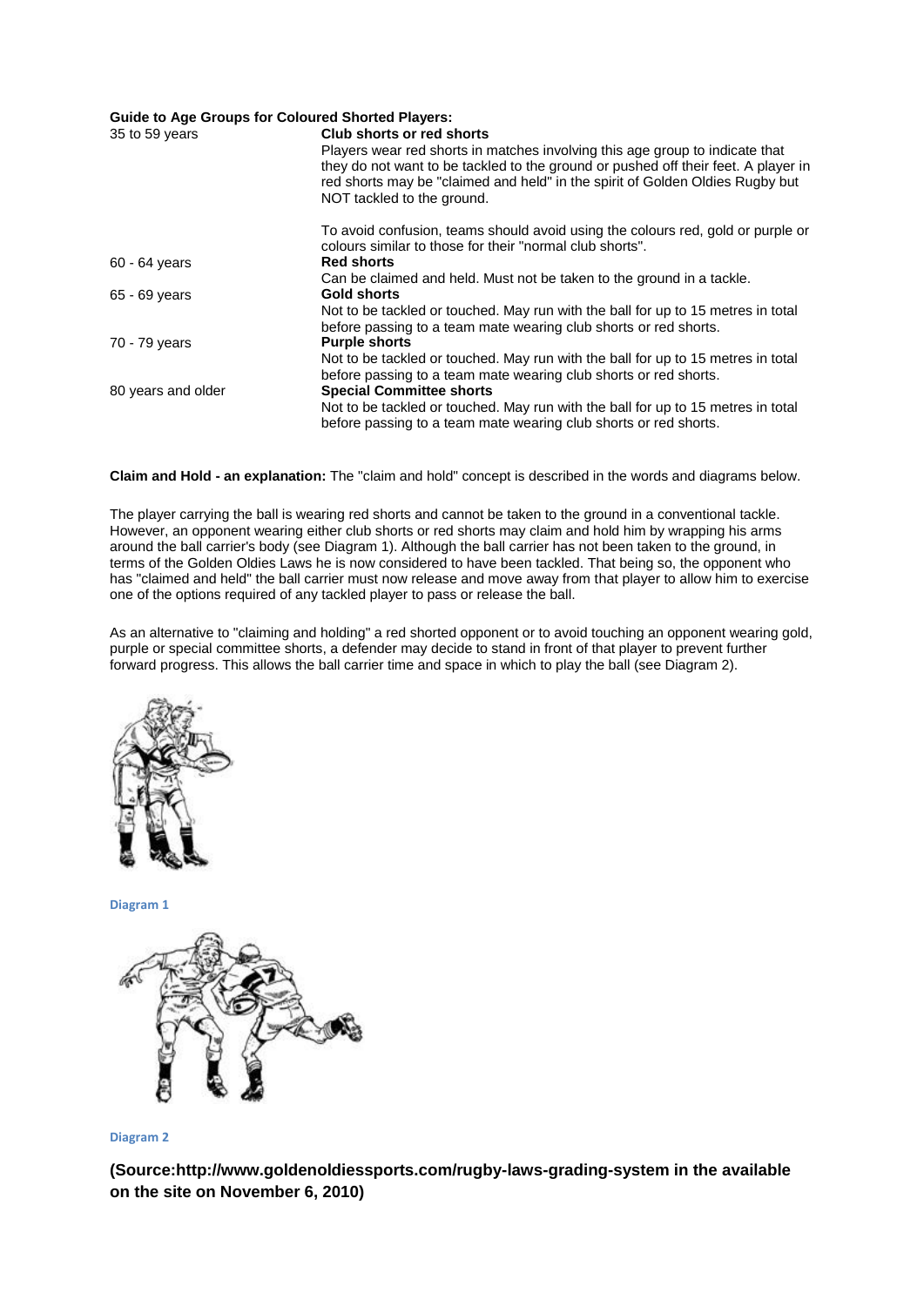**Guide to Age Groups for Coloured Shorted Players:**

| | |
|---|---|
| 35 to 59 years | **Club shorts or red shorts**<br>Players wear red shorts in matches involving this age group to indicate that they do not want to be tackled to the ground or pushed off their feet. A player in red shorts may be "claimed and held" in the spirit of Golden Oldies Rugby but NOT tackled to the ground.<br><br>To avoid confusion, teams should avoid using the colours red, gold or purple or colours similar to those for their "normal club shorts". |
| 60 - 64 years | **Red shorts**<br>Can be claimed and held. Must not be taken to the ground in a tackle. |
| 65 - 69 years | **Gold shorts**<br>Not to be tackled or touched. May run with the ball for up to 15 metres in total before passing to a team mate wearing club shorts or red shorts. |
| 70 - 79 years | **Purple shorts**<br>Not to be tackled or touched. May run with the ball for up to 15 metres in total before passing to a team mate wearing club shorts or red shorts. |
| 80 years and older | **Special Committee shorts**<br>Not to be tackled or touched. May run with the ball for up to 15 metres in total before passing to a team mate wearing club shorts or red shorts. |

**Claim and Hold - an explanation:** The "claim and hold" concept is described in the words and diagrams below.

The player carrying the ball is wearing red shorts and cannot be taken to the ground in a conventional tackle. However, an opponent wearing either club shorts or red shorts may claim and hold him by wrapping his arms around the ball carrier's body (see Diagram 1). Although the ball carrier has not been taken to the ground, in terms of the Golden Oldies Laws he is now considered to have been tackled. That being so, the opponent who has "claimed and held" the ball carrier must now release and move away from that player to allow him to exercise one of the options required of any tackled player to pass or release the ball.

As an alternative to "claiming and holding" a red shorted opponent or to avoid touching an opponent wearing gold, purple or special committee shorts, a defender may decide to stand in front of that player to prevent further forward progress. This allows the ball carrier time and space in which to play the ball (see Diagram 2).

Diagram 1

Diagram 2

**(Source:http://www.goldenoldiessports.com/rugby-laws-grading-system in the available on the site on November 6, 2010)**